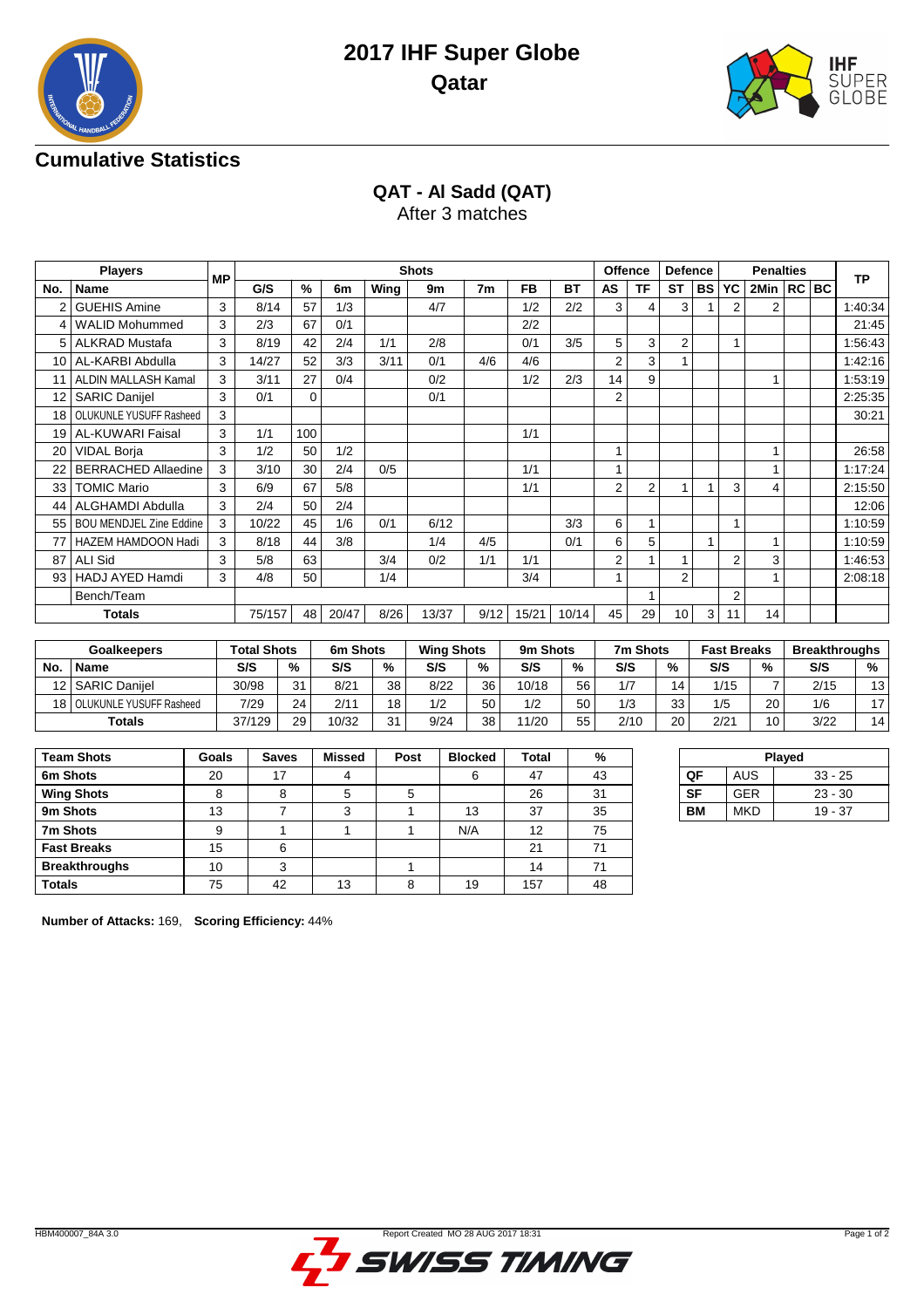# 2017 IHF Super Globe

## Qatar

## Cumulative Statistics

### QAT - Al Sadd (QAT)

After 3 matches

| Players | | MP | Shots | | | | | | | | Offence | | Defence | | Penalties | | | | TP |
|---|---|---|---|---|---|---|---|---|---|---|---|---|---|---|---|---|---|---|---|
| No. | Name | | G/S | % | 6m | Wing | 9m | 7m | FB | BT | AS | TF | ST | BS | YC | 2Min | RC | BC | |
| 2 | GUEHIS Amine | 3 | 8/14 | 57 | 1/3 | | 4/7 | | 1/2 | 2/2 | 3 | 4 | 3 | 1 | 2 | 2 | | | 1:40:34 |
| 4 | WALID Mohummed | 3 | 2/3 | 67 | 0/1 | | | | 2/2 | | | | | | | | | | 21:45 |
| 5 | ALKRAD Mustafa | 3 | 8/19 | 42 | 2/4 | 1/1 | 2/8 | | 0/1 | 3/5 | 5 | 3 | 2 | | 1 | | | | 1:56:43 |
| 10 | AL-KARBI Abdulla | 3 | 14/27 | 52 | 3/3 | 3/11 | 0/1 | 4/6 | 4/6 | | 2 | 3 | 1 | | | | | | 1:42:16 |
| 11 | ALDIN MALLASH Kamal | 3 | 3/11 | 27 | 0/4 | | 0/2 | | 1/2 | 2/3 | 14 | 9 | | | | 1 | | | 1:53:19 |
| 12 | SARIC Danijel | 3 | 0/1 | 0 | | | 0/1 | | | | 2 | | | | | | | | 2:25:35 |
| 18 | OLUKUNLE YUSUFF Rasheed | 3 | | | | | | | | | | | | | | | | | 30:21 |
| 19 | AL-KUWARI Faisal | 3 | 1/1 | 100 | | | | | 1/1 | | | | | | | | | | |
| 20 | VIDAL Borja | 3 | 1/2 | 50 | 1/2 | | | | | | 1 | | | | | 1 | | | 26:58 |
| 22 | BERRACHED Allaedine | 3 | 3/10 | 30 | 2/4 | 0/5 | | | 1/1 | | 1 | | | | | 1 | | | 1:17:24 |
| 33 | TOMIC Mario | 3 | 6/9 | 67 | 5/8 | | | | 1/1 | | 2 | 2 | 1 | 1 | 3 | 4 | | | 2:15:50 |
| 44 | ALGHAMDI Abdulla | 3 | 2/4 | 50 | 2/4 | | | | | | | | | | | | | | 12:06 |
| 55 | BOU MENDJEL Zine Eddine | 3 | 10/22 | 45 | 1/6 | 0/1 | 6/12 | | | 3/3 | 6 | 1 | | | 1 | | | | 1:10:59 |
| 77 | HAZEM HAMDOON Hadi | 3 | 8/18 | 44 | 3/8 | | 1/4 | 4/5 | | 0/1 | 6 | 5 | | 1 | | 1 | | | 1:10:59 |
| 87 | ALI Sid | 3 | 5/8 | 63 | | 3/4 | 0/2 | 1/1 | 1/1 | | 2 | 1 | 1 | | 2 | 3 | | | 1:46:53 |
| 93 | HADJ AYED Hamdi | 3 | 4/8 | 50 | | 1/4 | | | 3/4 | | 1 | | 2 | | | 1 | | | 2:08:18 |
| | Bench/Team | | | | | | | | | | | 1 | | | 2 | | | | |
| Totals | | | 75/157 | 48 | 20/47 | 8/26 | 13/37 | 9/12 | 15/21 | 10/14 | 45 | 29 | 10 | 3 | 11 | 14 | | | |

| Goalkeepers | | Total Shots | | 6m Shots | | Wing Shots | | 9m Shots | | 7m Shots | | Fast Breaks | | Breakthroughs | |
|---|---|---|---|---|---|---|---|---|---|---|---|---|---|---|---|
| No. | Name | S/S | % | S/S | % | S/S | % | S/S | % | S/S | % | S/S | % | S/S | % |
| 12 | SARIC Danijel | 30/98 | 31 | 8/21 | 38 | 8/22 | 36 | 10/18 | 56 | 1/7 | 14 | 1/15 | 7 | 2/15 | 13 |
| 18 | OLUKUNLE YUSUFF Rasheed | 7/29 | 24 | 2/11 | 18 | 1/2 | 50 | 1/2 | 50 | 1/3 | 33 | 1/5 | 20 | 1/6 | 17 |
| Totals | | 37/129 | 29 | 10/32 | 31 | 9/24 | 38 | 11/20 | 55 | 2/10 | 20 | 2/21 | 10 | 3/22 | 14 |

| Team Shots | Goals | Saves | Missed | Post | Blocked | Total | % |
|---|---|---|---|---|---|---|---|
| 6m Shots | 20 | 17 | 4 | | 6 | 47 | 43 |
| Wing Shots | 8 | 8 | 5 | 5 | | 26 | 31 |
| 9m Shots | 13 | 7 | 3 | 1 | 13 | 37 | 35 |
| 7m Shots | 9 | 1 | 1 | 1 | N/A | 12 | 75 |
| Fast Breaks | 15 | 6 | | | | 21 | 71 |
| Breakthroughs | 10 | 3 | | 1 | | 14 | 71 |
| Totals | 75 | 42 | 13 | 8 | 19 | 157 | 48 |

| Played | | |
|---|---|---|
| QF | AUS | 33 - 25 |
| SF | GER | 23 - 30 |
| BM | MKD | 19 - 37 |

**Number of Attacks:** 169, **Scoring Efficiency:** 44%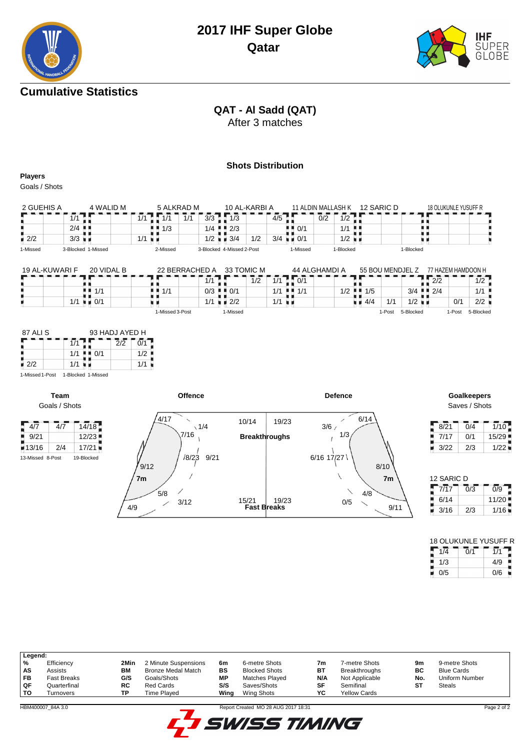# 2017 IHF Super Globe

## Qatar

## Cumulative Statistics

### QAT - Al Sadd (QAT)

After 3 matches

### Shots Distribution

**Players**

Goals / Shots

2 GUEHIS A

| | | |
|---|---|---|
| | | 1/1 |
| | | 2/4 |
| 2/2 | | 3/3 |

1-Missed

4 WALID M

| | | |
|---|---|---|
| | | 1/1 |
| | | |
| | | 1/1 |

3-Blocked 1-Missed

5 ALKRAD M

| | | |
|---|---|---|
| 1/1 | 1/1 | 3/3 |
| 1/3 | | 1/4 |
| | | 1/2 |

2-Missed

10 AL-KARBI A

| | | |
|---|---|---|
| 1/3 | | 4/5 |
| 2/3 | | |
| 3/4 | 1/2 | 3/4 |

3-Blocked 4-Missed 2-Post

11 ALDIN MALLASH K

| | | |
|---|---|---|
| | 0/2 | 1/2 |
| 0/1 | | 1/1 |
| 0/1 | | 1/2 |

1-Missed 1-Blocked

12 SARIC D

| | | |
|---|---|---|
| | | |
| | | |
| | | |

1-Blocked

18 OLUKUNLE YUSUFF R

| | | |
|---|---|---|
| | | |
| | | |
| | | |

19 AL-KUWARI F

| | | |
|---|---|---|
| | | |
| | | |
| | | 1/1 |

20 VIDAL B

| | | |
|---|---|---|
| | | |
| 1/1 | | |
| 0/1 | | |

22 BERRACHED A

| | | |
|---|---|---|
| | | 1/1 |
| 1/1 | | 0/3 |
| | | 1/1 |

1-Missed 3-Post

33 TOMIC M

| | | |
|---|---|---|
| | 1/2 | 1/1 |
| 0/1 | | 1/1 |
| 2/2 | | 1/1 |

1-Missed

44 ALGHAMDI A

| | | |
|---|---|---|
| 0/1 | | |
| 1/1 | | 1/2 |
| | | |

55 BOU MENDJEL Z

| | | |
|---|---|---|
| | | |
| 1/5 | | 3/4 |
| 4/4 | 1/1 | 1/2 |

1-Post 5-Blocked

77 HAZEM HAMDOON H

| | | |
|---|---|---|
| 2/2 | | 1/2 |
| 2/4 | | 1/1 |
| | 0/1 | 2/2 |

1-Post 5-Blocked

87 ALI S

| | | |
|---|---|---|
| | | 1/1 |
| | | 1/1 |
| 2/2 | | 1/1 |

1-Missed 1-Post

93 HADJ AYED H

| | | |
|---|---|---|
| | 2/2 | 0/1 |
| 0/1 | | 1/2 |
| | | 1/1 |

1-Blocked 1-Missed

**Team**

Goals / Shots

| | | |
|---|---|---|
| 4/7 | 4/7 | 14/18 |
| 9/21 | | 12/23 |
| 13/16 | 2/4 | 17/21 |

13-Missed 8-Post 19-Blocked

**Offence**

4/17
1/4
7/16
9/12
/8/23
9/21
7m
5/8
3/12
4/9

10/14 19/23
Breakthroughs
15/21 19/23
Fast Breaks

**Defence**

3/6
6/14
1/3
6/16 17/27
8/10
7m
4/8
0/5
9/11

**Goalkeepers**

Saves / Shots

| | | |
|---|---|---|
| 8/21 | 0/4 | 1/10 |
| 7/17 | 0/1 | 15/29 |
| 3/22 | 2/3 | 1/22 |

12 SARIC D

| | | |
|---|---|---|
| 7/17 | 0/3 | 0/9 |
| 6/14 | | 11/20 |
| 3/16 | 2/3 | 1/16 |

18 OLUKUNLE YUSUFF R

| | | |
|---|---|---|
| 1/4 | 0/1 | 1/1 |
| 1/3 | | 4/9 |
| 0/5 | | 0/6 |

| Legend: | | | | | | | | | |
|---|---|---|---|---|---|---|---|---|---|
| % | Efficiency | 2Min | 2 Minute Suspensions | 6m | 6-metre Shots | 7m | 7-metre Shots | 9m | 9-metre Shots |
| AS | Assists | BM | Bronze Medal Match | BS | Blocked Shots | BT | Breakthroughs | BC | Blue Cards |
| FB | Fast Breaks | G/S | Goals/Shots | MP | Matches Played | N/A | Not Applicable | No. | Uniform Number |
| QF | Quarterfinal | RC | Red Cards | S/S | Saves/Shots | SF | Semifinal | ST | Steals |
| TO | Turnovers | TP | Time Played | Wing | Wing Shots | YC | Yellow Cards | | |

HBM400007_84A 3.0 Report Created MO 28 AUG 2017 18:31